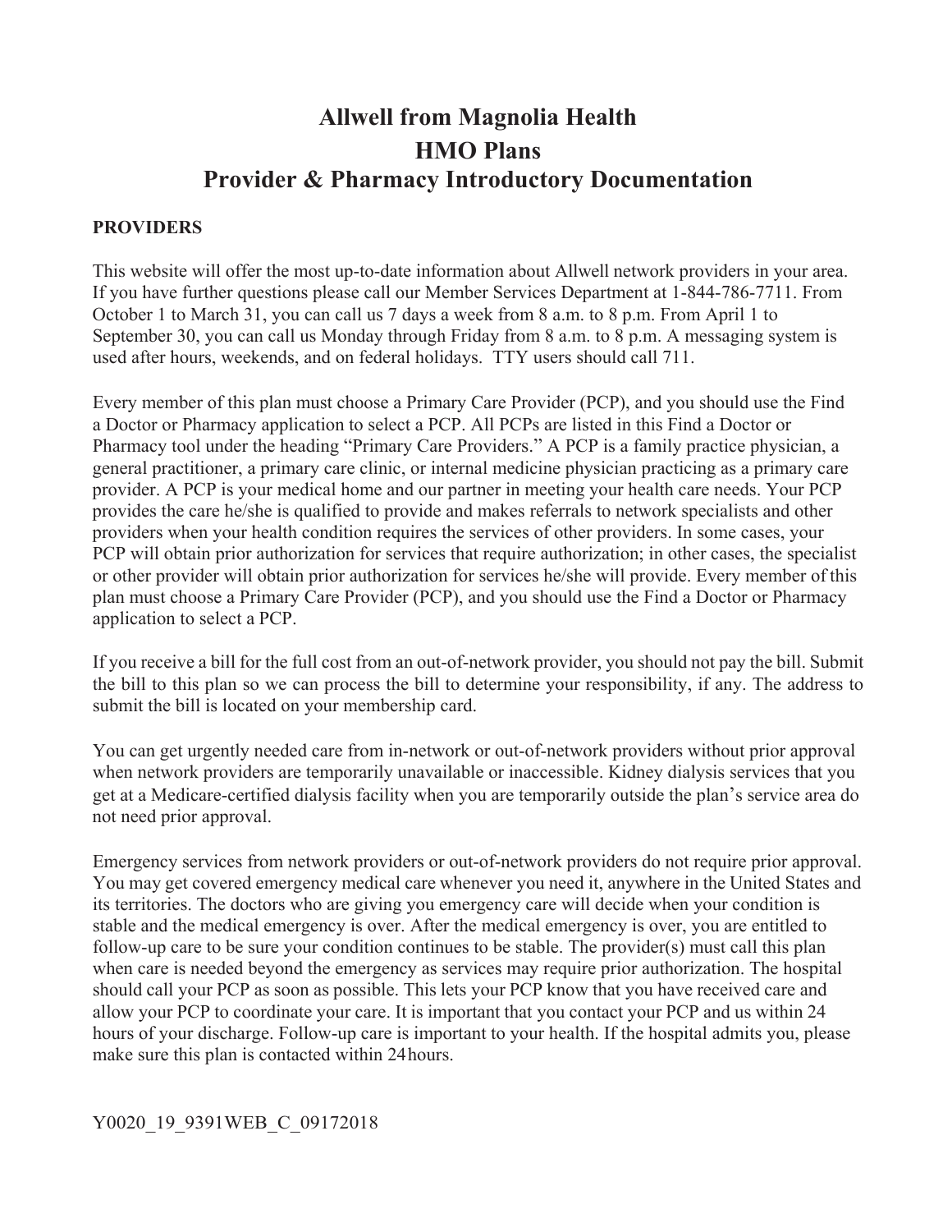# Allwell from Magnolia Health
# HMO Plans
# Provider & Pharmacy Introductory Documentation

**PROVIDERS**

This website will offer the most up-to-date information about Allwell network providers in your area. If you have further questions please call our Member Services Department at 1-844-786-7711. From October 1 to March 31, you can call us 7 days a week from 8 a.m. to 8 p.m. From April 1 to September 30, you can call us Monday through Friday from 8 a.m. to 8 p.m. A messaging system is used after hours, weekends, and on federal holidays. TTY users should call 711.

Every member of this plan must choose a Primary Care Provider (PCP), and you should use the Find a Doctor or Pharmacy application to select a PCP. All PCPs are listed in this Find a Doctor or Pharmacy tool under the heading "Primary Care Providers." A PCP is a family practice physician, a general practitioner, a primary care clinic, or internal medicine physician practicing as a primary care provider. A PCP is your medical home and our partner in meeting your health care needs. Your PCP provides the care he/she is qualified to provide and makes referrals to network specialists and other providers when your health condition requires the services of other providers. In some cases, your PCP will obtain prior authorization for services that require authorization; in other cases, the specialist or other provider will obtain prior authorization for services he/she will provide. Every member of this plan must choose a Primary Care Provider (PCP), and you should use the Find a Doctor or Pharmacy application to select a PCP.

If you receive a bill for the full cost from an out-of-network provider, you should not pay the bill. Submit the bill to this plan so we can process the bill to determine your responsibility, if any. The address to submit the bill is located on your membership card.

You can get urgently needed care from in-network or out-of-network providers without prior approval when network providers are temporarily unavailable or inaccessible. Kidney dialysis services that you get at a Medicare-certified dialysis facility when you are temporarily outside the plan's service area do not need prior approval.

Emergency services from network providers or out-of-network providers do not require prior approval. You may get covered emergency medical care whenever you need it, anywhere in the United States and its territories. The doctors who are giving you emergency care will decide when your condition is stable and the medical emergency is over. After the medical emergency is over, you are entitled to follow-up care to be sure your condition continues to be stable. The provider(s) must call this plan when care is needed beyond the emergency as services may require prior authorization. The hospital should call your PCP as soon as possible. This lets your PCP know that you have received care and allow your PCP to coordinate your care. It is important that you contact your PCP and us within 24 hours of your discharge. Follow-up care is important to your health. If the hospital admits you, please make sure this plan is contacted within 24 hours.

Y0020_19_9391WEB_C_09172018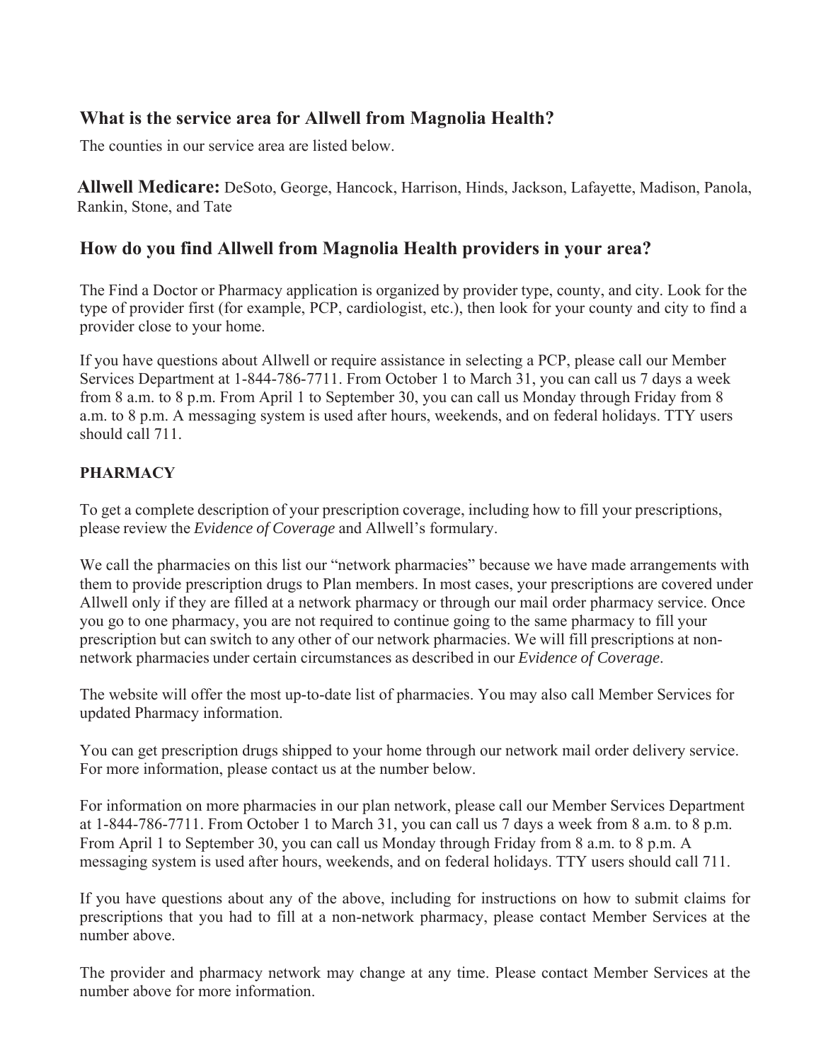## What is the service area for Allwell from Magnolia Health?

The counties in our service area are listed below.

**Allwell Medicare:** DeSoto, George, Hancock, Harrison, Hinds, Jackson, Lafayette, Madison, Panola, Rankin, Stone, and Tate

## How do you find Allwell from Magnolia Health providers in your area?

The Find a Doctor or Pharmacy application is organized by provider type, county, and city. Look for the type of provider first (for example, PCP, cardiologist, etc.), then look for your county and city to find a provider close to your home.

If you have questions about Allwell or require assistance in selecting a PCP, please call our Member Services Department at 1-844-786-7711. From October 1 to March 31, you can call us 7 days a week from 8 a.m. to 8 p.m. From April 1 to September 30, you can call us Monday through Friday from 8 a.m. to 8 p.m. A messaging system is used after hours, weekends, and on federal holidays. TTY users should call 711.

### PHARMACY

To get a complete description of your prescription coverage, including how to fill your prescriptions, please review the *Evidence of Coverage* and Allwell's formulary.

We call the pharmacies on this list our "network pharmacies" because we have made arrangements with them to provide prescription drugs to Plan members. In most cases, your prescriptions are covered under Allwell only if they are filled at a network pharmacy or through our mail order pharmacy service. Once you go to one pharmacy, you are not required to continue going to the same pharmacy to fill your prescription but can switch to any other of our network pharmacies. We will fill prescriptions at non-network pharmacies under certain circumstances as described in our *Evidence of Coverage*.

The website will offer the most up-to-date list of pharmacies. You may also call Member Services for updated Pharmacy information.

You can get prescription drugs shipped to your home through our network mail order delivery service. For more information, please contact us at the number below.

For information on more pharmacies in our plan network, please call our Member Services Department at 1-844-786-7711. From October 1 to March 31, you can call us 7 days a week from 8 a.m. to 8 p.m. From April 1 to September 30, you can call us Monday through Friday from 8 a.m. to 8 p.m. A messaging system is used after hours, weekends, and on federal holidays. TTY users should call 711.

If you have questions about any of the above, including for instructions on how to submit claims for prescriptions that you had to fill at a non-network pharmacy, please contact Member Services at the number above.

The provider and pharmacy network may change at any time. Please contact Member Services at the number above for more information.